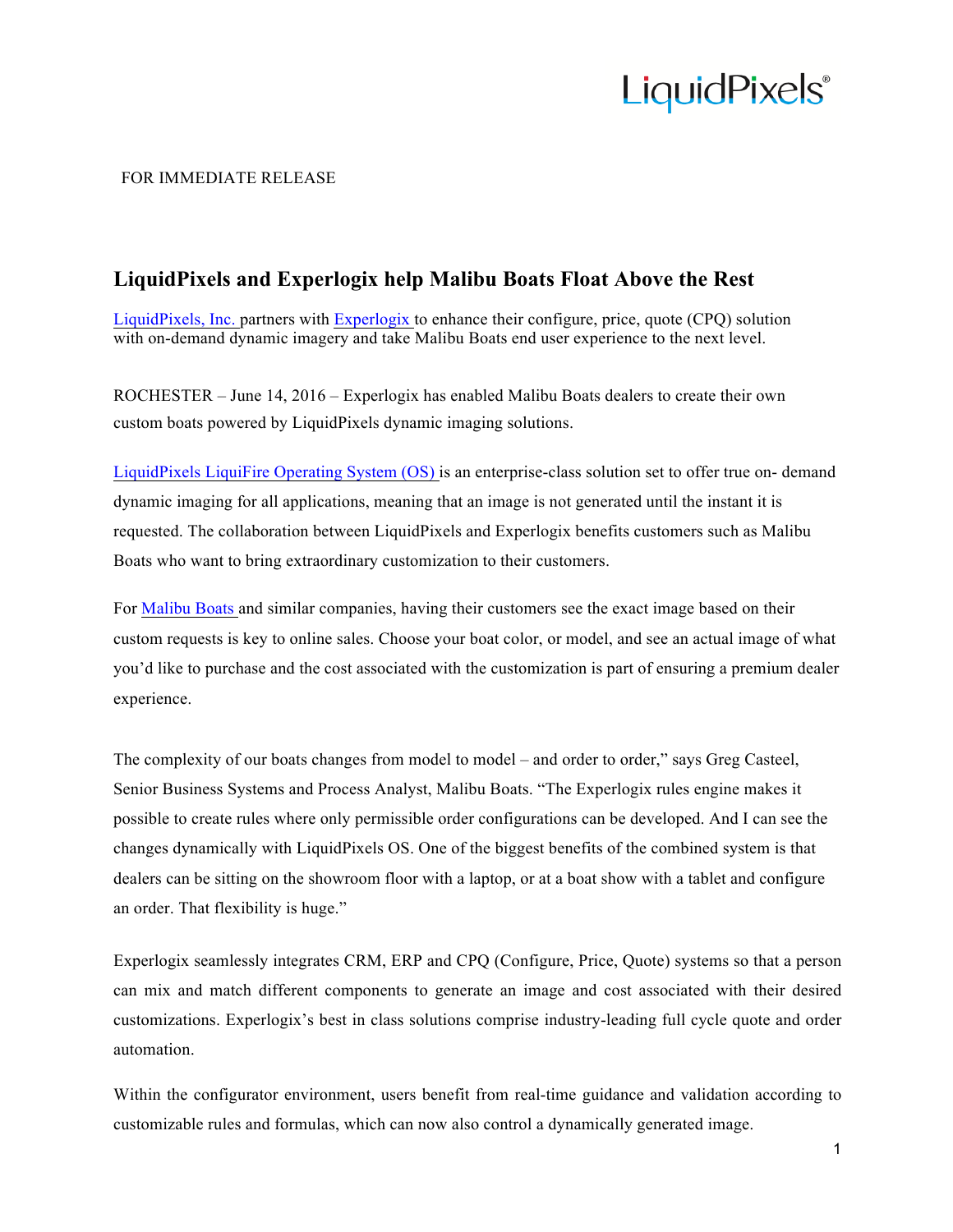LiquidPixels®

FOR IMMEDIATE RELEASE

## LiquidPixels and Experlogix help Malibu Boats Float Above the Rest

LiquidPixels, Inc. partners with Experlogix to enhance their configure, price, quote (CPQ) solution with on-demand dynamic imagery and take Malibu Boats end user experience to the next level.

ROCHESTER – June 14, 2016 – Experlogix has enabled Malibu Boats dealers to create their own custom boats powered by LiquidPixels dynamic imaging solutions.

LiquidPixels LiquiFire Operating System (OS) is an enterprise-class solution set to offer true on- demand dynamic imaging for all applications, meaning that an image is not generated until the instant it is requested. The collaboration between LiquidPixels and Experlogix benefits customers such as Malibu Boats who want to bring extraordinary customization to their customers.

For Malibu Boats and similar companies, having their customers see the exact image based on their custom requests is key to online sales. Choose your boat color, or model, and see an actual image of what you'd like to purchase and the cost associated with the customization is part of ensuring a premium dealer experience.

The complexity of our boats changes from model to model – and order to order," says Greg Casteel, Senior Business Systems and Process Analyst, Malibu Boats. "The Experlogix rules engine makes it possible to create rules where only permissible order configurations can be developed. And I can see the changes dynamically with LiquidPixels OS. One of the biggest benefits of the combined system is that dealers can be sitting on the showroom floor with a laptop, or at a boat show with a tablet and configure an order. That flexibility is huge."

Experlogix seamlessly integrates CRM, ERP and CPQ (Configure, Price, Quote) systems so that a person can mix and match different components to generate an image and cost associated with their desired customizations. Experlogix's best in class solutions comprise industry-leading full cycle quote and order automation.

Within the configurator environment, users benefit from real-time guidance and validation according to customizable rules and formulas, which can now also control a dynamically generated image.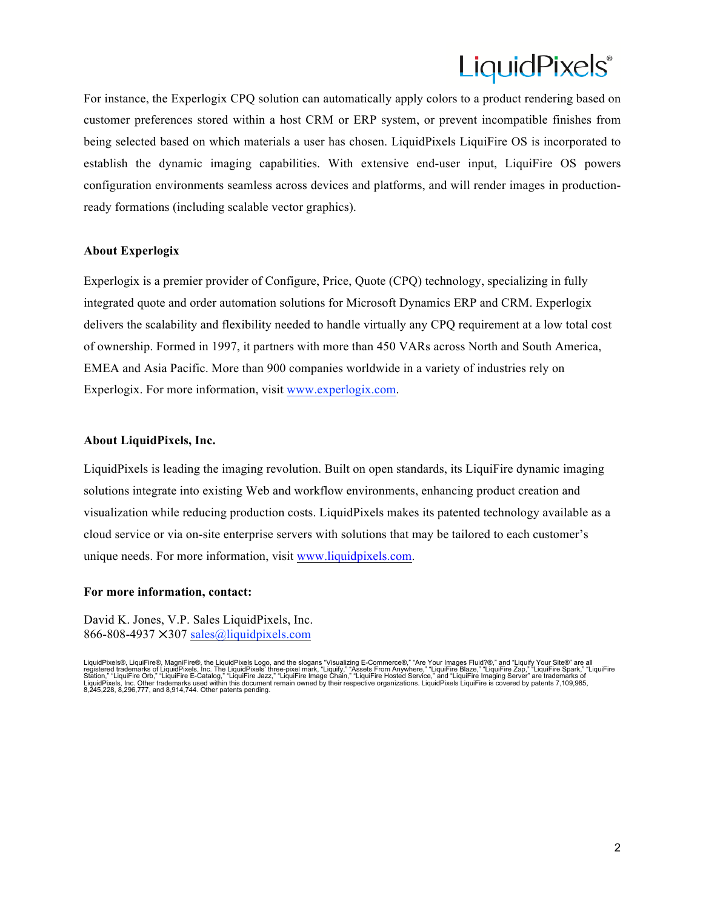For instance, the Experlogix CPQ solution can automatically apply colors to a product rendering based on customer preferences stored within a host CRM or ERP system, or prevent incompatible finishes from being selected based on which materials a user has chosen. LiquidPixels LiquiFire OS is incorporated to establish the dynamic imaging capabilities. With extensive end-user input, LiquiFire OS powers configuration environments seamless across devices and platforms, and will render images in production-ready formations (including scalable vector graphics).

**About Experlogix**

Experlogix is a premier provider of Configure, Price, Quote (CPQ) technology, specializing in fully integrated quote and order automation solutions for Microsoft Dynamics ERP and CRM. Experlogix delivers the scalability and flexibility needed to handle virtually any CPQ requirement at a low total cost of ownership. Formed in 1997, it partners with more than 450 VARs across North and South America, EMEA and Asia Pacific. More than 900 companies worldwide in a variety of industries rely on Experlogix. For more information, visit www.experlogix.com.

**About LiquidPixels, Inc.**

LiquidPixels is leading the imaging revolution. Built on open standards, its LiquiFire dynamic imaging solutions integrate into existing Web and workflow environments, enhancing product creation and visualization while reducing production costs. LiquidPixels makes its patented technology available as a cloud service or via on-site enterprise servers with solutions that may be tailored to each customer's unique needs. For more information, visit www.liquidpixels.com.

**For more information, contact:**

David K. Jones, V.P. Sales LiquidPixels, Inc.
866-808-4937 ×307 sales@liquidpixels.com

LiquidPixels®, LiquiFire®, MagniFire®, the LiquidPixels Logo, and the slogans "Visualizing E-Commerce®," "Are Your Images Fluid?®," and "Liquify Your Site®" are all registered trademarks of LiquidPixels, Inc. The LiquidPixels' three-pixel mark, "Liquify," "Assets From Anywhere," "LiquiFire Blaze," "LiquiFire Zap," "LiquiFire Spark," "LiquiFire Station," "LiquiFire Orb," "LiquiFire E-Catalog," "LiquiFire Jazz," "LiquiFire Image Chain," "LiquiFire Hosted Service," and "LiquiFire Imaging Server" are trademarks of LiquidPixels, Inc. Other trademarks used within this document remain owned by their respective organizations. LiquidPixels LiquiFire is covered by patents 7,109,985, 8,245,228, 8,296,777, and 8,914,744. Other patents pending.